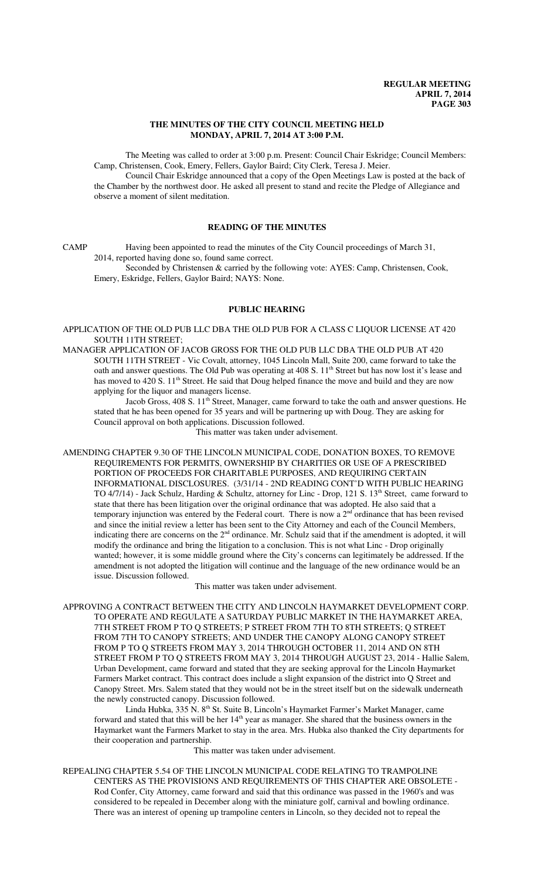# THE MINUTES OF THE CITY COUNCIL MEETING HELD MONDAY, APRIL 7, 2014 AT 3:00 P.M.

The Meeting was called to order at 3:00 p.m. Present: Council Chair Eskridge; Council Members: Camp, Christensen, Cook, Emery, Fellers, Gaylor Baird; City Clerk, Teresa J. Meier.

Council Chair Eskridge announced that a copy of the Open Meetings Law is posted at the back of the Chamber by the northwest door. He asked all present to stand and recite the Pledge of Allegiance and observe a moment of silent meditation.

## READING OF THE MINUTES

CAMP Having been appointed to read the minutes of the City Council proceedings of March 31, 2014, reported having done so, found same correct.

Seconded by Christensen & carried by the following vote: AYES: Camp, Christensen, Cook, Emery, Eskridge, Fellers, Gaylor Baird; NAYS: None.

## PUBLIC HEARING

APPLICATION OF THE OLD PUB LLC DBA THE OLD PUB FOR A CLASS C LIQUOR LICENSE AT 420 SOUTH 11TH STREET;

MANAGER APPLICATION OF JACOB GROSS FOR THE OLD PUB LLC DBA THE OLD PUB AT 420 SOUTH 11TH STREET - Vic Covalt, attorney, 1045 Lincoln Mall, Suite 200, came forward to take the oath and answer questions. The Old Pub was operating at 408 S. 11th Street but has now lost it's lease and has moved to 420 S. 11th Street. He said that Doug helped finance the move and build and they are now applying for the liquor and managers license.

Jacob Gross, 408 S. 11th Street, Manager, came forward to take the oath and answer questions. He stated that he has been opened for 35 years and will be partnering up with Doug. They are asking for Council approval on both applications. Discussion followed.

This matter was taken under advisement.

AMENDING CHAPTER 9.30 OF THE LINCOLN MUNICIPAL CODE, DONATION BOXES, TO REMOVE REQUIREMENTS FOR PERMITS, OWNERSHIP BY CHARITIES OR USE OF A PRESCRIBED PORTION OF PROCEEDS FOR CHARITABLE PURPOSES, AND REQUIRING CERTAIN INFORMATIONAL DISCLOSURES. (3/31/14 - 2ND READING CONT'D WITH PUBLIC HEARING TO 4/7/14) - Jack Schulz, Harding & Schultz, attorney for Linc - Drop, 121 S. 13th Street, came forward to state that there has been litigation over the original ordinance that was adopted. He also said that a temporary injunction was entered by the Federal court. There is now a 2nd ordinance that has been revised and since the initial review a letter has been sent to the City Attorney and each of the Council Members, indicating there are concerns on the 2nd ordinance. Mr. Schulz said that if the amendment is adopted, it will modify the ordinance and bring the litigation to a conclusion. This is not what Linc - Drop originally wanted; however, it is some middle ground where the City's concerns can legitimately be addressed. If the amendment is not adopted the litigation will continue and the language of the new ordinance would be an issue. Discussion followed.

This matter was taken under advisement.

APPROVING A CONTRACT BETWEEN THE CITY AND LINCOLN HAYMARKET DEVELOPMENT CORP. TO OPERATE AND REGULATE A SATURDAY PUBLIC MARKET IN THE HAYMARKET AREA, 7TH STREET FROM P TO Q STREETS; P STREET FROM 7TH TO 8TH STREETS; Q STREET FROM 7TH TO CANOPY STREETS; AND UNDER THE CANOPY ALONG CANOPY STREET FROM P TO Q STREETS FROM MAY 3, 2014 THROUGH OCTOBER 11, 2014 AND ON 8TH STREET FROM P TO Q STREETS FROM MAY 3, 2014 THROUGH AUGUST 23, 2014 - Hallie Salem, Urban Development, came forward and stated that they are seeking approval for the Lincoln Haymarket Farmers Market contract. This contract does include a slight expansion of the district into Q Street and Canopy Street. Mrs. Salem stated that they would not be in the street itself but on the sidewalk underneath the newly constructed canopy. Discussion followed.

Linda Hubka, 335 N. 8th St. Suite B, Lincoln's Haymarket Farmer's Market Manager, came forward and stated that this will be her 14th year as manager. She shared that the business owners in the Haymarket want the Farmers Market to stay in the area. Mrs. Hubka also thanked the City departments for their cooperation and partnership.

This matter was taken under advisement.

REPEALING CHAPTER 5.54 OF THE LINCOLN MUNICIPAL CODE RELATING TO TRAMPOLINE CENTERS AS THE PROVISIONS AND REQUIREMENTS OF THIS CHAPTER ARE OBSOLETE - Rod Confer, City Attorney, came forward and said that this ordinance was passed in the 1960's and was considered to be repealed in December along with the miniature golf, carnival and bowling ordinance. There was an interest of opening up trampoline centers in Lincoln, so they decided not to repeal the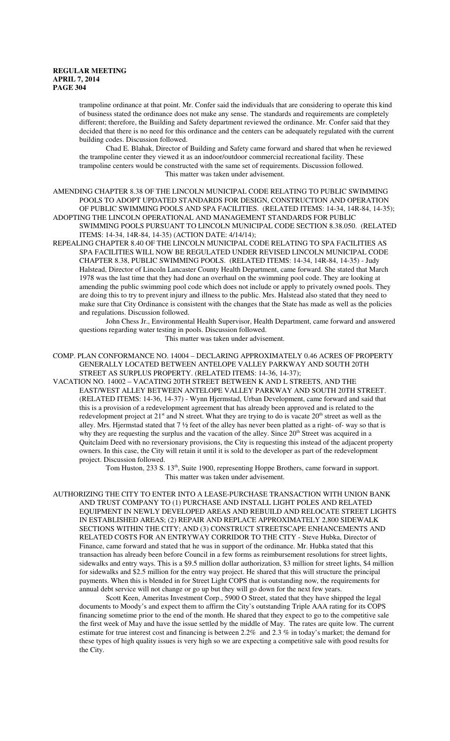trampoline ordinance at that point. Mr. Confer said the individuals that are considering to operate this kind of business stated the ordinance does not make any sense. The standards and requirements are completely different; therefore, the Building and Safety department reviewed the ordinance. Mr. Confer said that they decided that there is no need for this ordinance and the centers can be adequately regulated with the current building codes. Discussion followed.

Chad E. Blahak, Director of Building and Safety came forward and shared that when he reviewed the trampoline center they viewed it as an indoor/outdoor commercial recreational facility. These trampoline centers would be constructed with the same set of requirements. Discussion followed.

This matter was taken under advisement.

AMENDING CHAPTER 8.38 OF THE LINCOLN MUNICIPAL CODE RELATING TO PUBLIC SWIMMING POOLS TO ADOPT UPDATED STANDARDS FOR DESIGN, CONSTRUCTION AND OPERATION OF PUBLIC SWIMMING POOLS AND SPA FACILITIES. (RELATED ITEMS: 14-34, 14R-84, 14-35);

ADOPTING THE LINCOLN OPERATIONAL AND MANAGEMENT STANDARDS FOR PUBLIC SWIMMING POOLS PURSUANT TO LINCOLN MUNICIPAL CODE SECTION 8.38.050. (RELATED ITEMS: 14-34, 14R-84, 14-35) (ACTION DATE: 4/14/14);

REPEALING CHAPTER 8.40 OF THE LINCOLN MUNICIPAL CODE RELATING TO SPA FACILITIES AS SPA FACILITIES WILL NOW BE REGULATED UNDER REVISED LINCOLN MUNICIPAL CODE CHAPTER 8.38, PUBLIC SWIMMING POOLS. (RELATED ITEMS: 14-34, 14R-84, 14-35) - Judy Halstead, Director of Lincoln Lancaster County Health Department, came forward. She stated that March 1978 was the last time that they had done an overhaul on the swimming pool code. They are looking at amending the public swimming pool code which does not include or apply to privately owned pools. They are doing this to try to prevent injury and illness to the public. Mrs. Halstead also stated that they need to make sure that City Ordinance is consistent with the changes that the State has made as well as the policies and regulations. Discussion followed.

John Chess Jr., Environmental Health Supervisor, Health Department, came forward and answered questions regarding water testing in pools. Discussion followed.

This matter was taken under advisement.

COMP. PLAN CONFORMANCE NO. 14004 – DECLARING APPROXIMATELY 0.46 ACRES OF PROPERTY GENERALLY LOCATED BETWEEN ANTELOPE VALLEY PARKWAY AND SOUTH 20TH STREET AS SURPLUS PROPERTY. (RELATED ITEMS: 14-36, 14-37);

VACATION NO. 14002 – VACATING 20TH STREET BETWEEN K AND L STREETS, AND THE EAST/WEST ALLEY BETWEEN ANTELOPE VALLEY PARKWAY AND SOUTH 20TH STREET. (RELATED ITEMS: 14-36, 14-37) - Wynn Hjermstad, Urban Development, came forward and said that this is a provision of a redevelopment agreement that has already been approved and is related to the redevelopment project at 21st and N street. What they are trying to do is vacate 20th street as well as the alley. Mrs. Hjermstad stated that 7 ½ feet of the alley has never been platted as a right- of- way so that is why they are requesting the surplus and the vacation of the alley. Since 20th Street was acquired in a Quitclaim Deed with no reversionary provisions, the City is requesting this instead of the adjacent property owners. In this case, the City will retain it until it is sold to the developer as part of the redevelopment project. Discussion followed.

Tom Huston, 233 S. 13th, Suite 1900, representing Hoppe Brothers, came forward in support.

This matter was taken under advisement.

AUTHORIZING THE CITY TO ENTER INTO A LEASE-PURCHASE TRANSACTION WITH UNION BANK AND TRUST COMPANY TO (1) PURCHASE AND INSTALL LIGHT POLES AND RELATED EQUIPMENT IN NEWLY DEVELOPED AREAS AND REBUILD AND RELOCATE STREET LIGHTS IN ESTABLISHED AREAS; (2) REPAIR AND REPLACE APPROXIMATELY 2,800 SIDEWALK SECTIONS WITHIN THE CITY; AND (3) CONSTRUCT STREETSCAPE ENHANCEMENTS AND RELATED COSTS FOR AN ENTRYWAY CORRIDOR TO THE CITY - Steve Hubka, Director of Finance, came forward and stated that he was in support of the ordinance. Mr. Hubka stated that this transaction has already been before Council in a few forms as reimbursement resolutions for street lights, sidewalks and entry ways. This is a $9.5 million dollar authorization, $3 million for street lights, $4 million for sidewalks and $2.5 million for the entry way project. He shared that this will structure the principal payments. When this is blended in for Street Light COPS that is outstanding now, the requirements for annual debt service will not change or go up but they will go down for the next few years.

Scott Keen, Ameritas Investment Corp., 5900 O Street, stated that they have shipped the legal documents to Moody's and expect them to affirm the City's outstanding Triple AAA rating for its COPS financing sometime prior to the end of the month. He shared that they expect to go to the competitive sale the first week of May and have the issue settled by the middle of May. The rates are quite low. The current estimate for true interest cost and financing is between 2.2% and 2.3 % in today's market; the demand for these types of high quality issues is very high so we are expecting a competitive sale with good results for the City.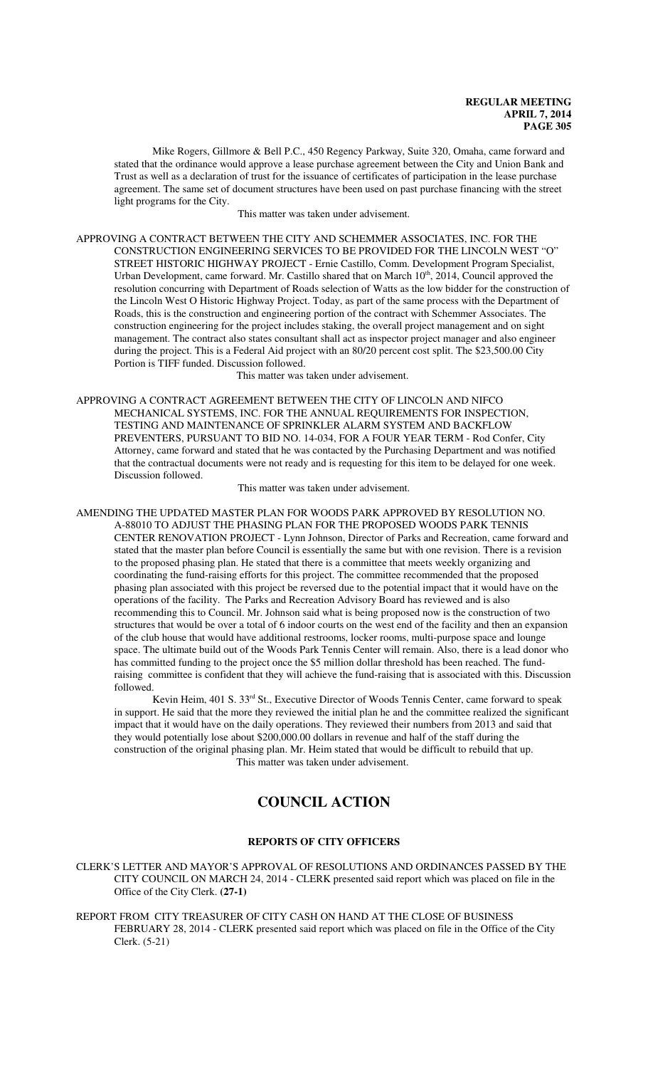Mike Rogers, Gillmore & Bell P.C., 450 Regency Parkway, Suite 320, Omaha, came forward and stated that the ordinance would approve a lease purchase agreement between the City and Union Bank and Trust as well as a declaration of trust for the issuance of certificates of participation in the lease purchase agreement. The same set of document structures have been used on past purchase financing with the street light programs for the City.

This matter was taken under advisement.

APPROVING A CONTRACT BETWEEN THE CITY AND SCHEMMER ASSOCIATES, INC. FOR THE CONSTRUCTION ENGINEERING SERVICES TO BE PROVIDED FOR THE LINCOLN WEST "O" STREET HISTORIC HIGHWAY PROJECT - Ernie Castillo, Comm. Development Program Specialist, Urban Development, came forward. Mr. Castillo shared that on March 10th, 2014, Council approved the resolution concurring with Department of Roads selection of Watts as the low bidder for the construction of the Lincoln West O Historic Highway Project. Today, as part of the same process with the Department of Roads, this is the construction and engineering portion of the contract with Schemmer Associates. The construction engineering for the project includes staking, the overall project management and on sight management. The contract also states consultant shall act as inspector project manager and also engineer during the project. This is a Federal Aid project with an 80/20 percent cost split. The $23,500.00 City Portion is TIFF funded. Discussion followed.

This matter was taken under advisement.

APPROVING A CONTRACT AGREEMENT BETWEEN THE CITY OF LINCOLN AND NIFCO MECHANICAL SYSTEMS, INC. FOR THE ANNUAL REQUIREMENTS FOR INSPECTION, TESTING AND MAINTENANCE OF SPRINKLER ALARM SYSTEM AND BACKFLOW PREVENTERS, PURSUANT TO BID NO. 14-034, FOR A FOUR YEAR TERM - Rod Confer, City Attorney, came forward and stated that he was contacted by the Purchasing Department and was notified that the contractual documents were not ready and is requesting for this item to be delayed for one week. Discussion followed.

This matter was taken under advisement.

AMENDING THE UPDATED MASTER PLAN FOR WOODS PARK APPROVED BY RESOLUTION NO. A-88010 TO ADJUST THE PHASING PLAN FOR THE PROPOSED WOODS PARK TENNIS CENTER RENOVATION PROJECT - Lynn Johnson, Director of Parks and Recreation, came forward and stated that the master plan before Council is essentially the same but with one revision. There is a revision to the proposed phasing plan. He stated that there is a committee that meets weekly organizing and coordinating the fund-raising efforts for this project. The committee recommended that the proposed phasing plan associated with this project be reversed due to the potential impact that it would have on the operations of the facility. The Parks and Recreation Advisory Board has reviewed and is also recommending this to Council. Mr. Johnson said what is being proposed now is the construction of two structures that would be over a total of 6 indoor courts on the west end of the facility and then an expansion of the club house that would have additional restrooms, locker rooms, multi-purpose space and lounge space. The ultimate build out of the Woods Park Tennis Center will remain. Also, there is a lead donor who has committed funding to the project once the $5 million dollar threshold has been reached. The fund-raising committee is confident that they will achieve the fund-raising that is associated with this. Discussion followed.

Kevin Heim, 401 S. 33rd St., Executive Director of Woods Tennis Center, came forward to speak in support. He said that the more they reviewed the initial plan he and the committee realized the significant impact that it would have on the daily operations. They reviewed their numbers from 2013 and said that they would potentially lose about $200,000.00 dollars in revenue and half of the staff during the construction of the original phasing plan. Mr. Heim stated that would be difficult to rebuild that up.

This matter was taken under advisement.

# COUNCIL ACTION

## REPORTS OF CITY OFFICERS

CLERK'S LETTER AND MAYOR'S APPROVAL OF RESOLUTIONS AND ORDINANCES PASSED BY THE CITY COUNCIL ON MARCH 24, 2014 - CLERK presented said report which was placed on file in the Office of the City Clerk. **(27-1)**

REPORT FROM CITY TREASURER OF CITY CASH ON HAND AT THE CLOSE OF BUSINESS FEBRUARY 28, 2014 - CLERK presented said report which was placed on file in the Office of the City Clerk. (5-21)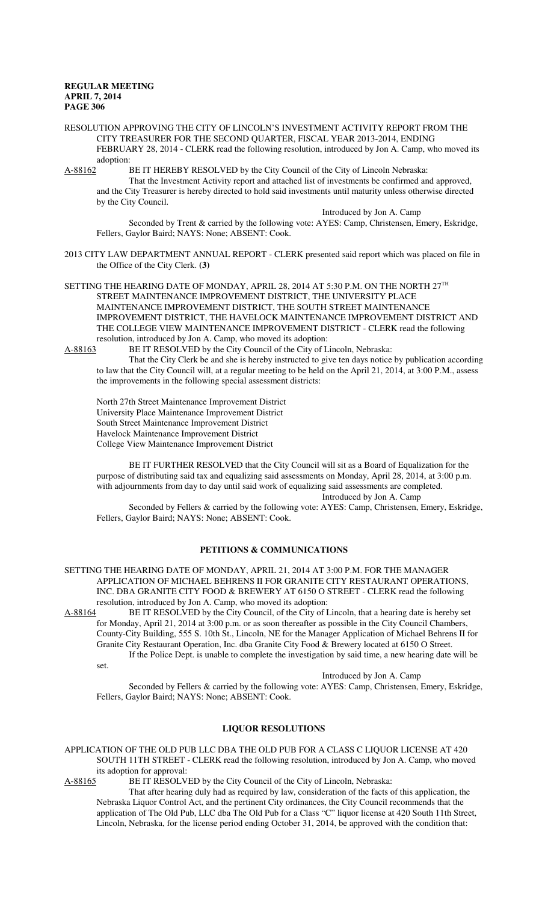RESOLUTION APPROVING THE CITY OF LINCOLN'S INVESTMENT ACTIVITY REPORT FROM THE CITY TREASURER FOR THE SECOND QUARTER, FISCAL YEAR 2013-2014, ENDING FEBRUARY 28, 2014 - CLERK read the following resolution, introduced by Jon A. Camp, who moved its adoption:

A-88162 BE IT HEREBY RESOLVED by the City Council of the City of Lincoln Nebraska:

That the Investment Activity report and attached list of investments be confirmed and approved, and the City Treasurer is hereby directed to hold said investments until maturity unless otherwise directed by the City Council.

Introduced by Jon A. Camp

Seconded by Trent & carried by the following vote: AYES: Camp, Christensen, Emery, Eskridge, Fellers, Gaylor Baird; NAYS: None; ABSENT: Cook.

2013 CITY LAW DEPARTMENT ANNUAL REPORT - CLERK presented said report which was placed on file in the Office of the City Clerk. **(3)**

SETTING THE HEARING DATE OF MONDAY, APRIL 28, 2014 AT 5:30 P.M. ON THE NORTH 27TH STREET MAINTENANCE IMPROVEMENT DISTRICT, THE UNIVERSITY PLACE MAINTENANCE IMPROVEMENT DISTRICT, THE SOUTH STREET MAINTENANCE IMPROVEMENT DISTRICT, THE HAVELOCK MAINTENANCE IMPROVEMENT DISTRICT AND THE COLLEGE VIEW MAINTENANCE IMPROVEMENT DISTRICT - CLERK read the following resolution, introduced by Jon A. Camp, who moved its adoption:

A-88163 BE IT RESOLVED by the City Council of the City of Lincoln, Nebraska:

That the City Clerk be and she is hereby instructed to give ten days notice by publication according to law that the City Council will, at a regular meeting to be held on the April 21, 2014, at 3:00 P.M., assess the improvements in the following special assessment districts:

North 27th Street Maintenance Improvement District
University Place Maintenance Improvement District
South Street Maintenance Improvement District
Havelock Maintenance Improvement District
College View Maintenance Improvement District

BE IT FURTHER RESOLVED that the City Council will sit as a Board of Equalization for the purpose of distributing said tax and equalizing said assessments on Monday, April 28, 2014, at 3:00 p.m. with adjournments from day to day until said work of equalizing said assessments are completed.

Introduced by Jon A. Camp

Seconded by Fellers & carried by the following vote: AYES: Camp, Christensen, Emery, Eskridge, Fellers, Gaylor Baird; NAYS: None; ABSENT: Cook.

## PETITIONS & COMMUNICATIONS

SETTING THE HEARING DATE OF MONDAY, APRIL 21, 2014 AT 3:00 P.M. FOR THE MANAGER APPLICATION OF MICHAEL BEHRENS II FOR GRANITE CITY RESTAURANT OPERATIONS, INC. DBA GRANITE CITY FOOD & BREWERY AT 6150 O STREET - CLERK read the following resolution, introduced by Jon A. Camp, who moved its adoption:

A-88164 BE IT RESOLVED by the City Council, of the City of Lincoln, that a hearing date is hereby set for Monday, April 21, 2014 at 3:00 p.m. or as soon thereafter as possible in the City Council Chambers, County-City Building, 555 S. 10th St., Lincoln, NE for the Manager Application of Michael Behrens II for Granite City Restaurant Operation, Inc. dba Granite City Food & Brewery located at 6150 O Street.

If the Police Dept. is unable to complete the investigation by said time, a new hearing date will be set.

Introduced by Jon A. Camp

Seconded by Fellers & carried by the following vote: AYES: Camp, Christensen, Emery, Eskridge, Fellers, Gaylor Baird; NAYS: None; ABSENT: Cook.

## LIQUOR RESOLUTIONS

APPLICATION OF THE OLD PUB LLC DBA THE OLD PUB FOR A CLASS C LIQUOR LICENSE AT 420 SOUTH 11TH STREET - CLERK read the following resolution, introduced by Jon A. Camp, who moved its adoption for approval:

A-88165 BE IT RESOLVED by the City Council of the City of Lincoln, Nebraska:

That after hearing duly had as required by law, consideration of the facts of this application, the Nebraska Liquor Control Act, and the pertinent City ordinances, the City Council recommends that the application of The Old Pub, LLC dba The Old Pub for a Class "C" liquor license at 420 South 11th Street, Lincoln, Nebraska, for the license period ending October 31, 2014, be approved with the condition that: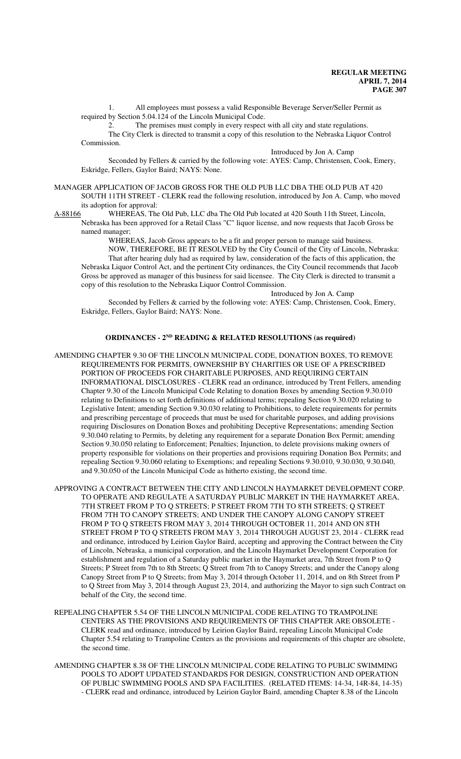1. All employees must possess a valid Responsible Beverage Server/Seller Permit as required by Section 5.04.124 of the Lincoln Municipal Code.

2. The premises must comply in every respect with all city and state regulations.

The City Clerk is directed to transmit a copy of this resolution to the Nebraska Liquor Control Commission.

Introduced by Jon A. Camp

Seconded by Fellers & carried by the following vote: AYES: Camp, Christensen, Cook, Emery, Eskridge, Fellers, Gaylor Baird; NAYS: None.

MANAGER APPLICATION OF JACOB GROSS FOR THE OLD PUB LLC DBA THE OLD PUB AT 420 SOUTH 11TH STREET - CLERK read the following resolution, introduced by Jon A. Camp, who moved its adoption for approval:

A-88166 WHEREAS, The Old Pub, LLC dba The Old Pub located at 420 South 11th Street, Lincoln, Nebraska has been approved for a Retail Class "C" liquor license, and now requests that Jacob Gross be named manager;

WHEREAS, Jacob Gross appears to be a fit and proper person to manage said business.

NOW, THEREFORE, BE IT RESOLVED by the City Council of the City of Lincoln, Nebraska: That after hearing duly had as required by law, consideration of the facts of this application, the Nebraska Liquor Control Act, and the pertinent City ordinances, the City Council recommends that Jacob Gross be approved as manager of this business for said licensee. The City Clerk is directed to transmit a copy of this resolution to the Nebraska Liquor Control Commission.

Introduced by Jon A. Camp

Seconded by Fellers & carried by the following vote: AYES: Camp, Christensen, Cook, Emery, Eskridge, Fellers, Gaylor Baird; NAYS: None.

## ORDINANCES - 2ND READING & RELATED RESOLUTIONS (as required)

AMENDING CHAPTER 9.30 OF THE LINCOLN MUNICIPAL CODE, DONATION BOXES, TO REMOVE REQUIREMENTS FOR PERMITS, OWNERSHIP BY CHARITIES OR USE OF A PRESCRIBED PORTION OF PROCEEDS FOR CHARITABLE PURPOSES, AND REQUIRING CERTAIN INFORMATIONAL DISCLOSURES - CLERK read an ordinance, introduced by Trent Fellers, amending Chapter 9.30 of the Lincoln Municipal Code Relating to donation Boxes by amending Section 9.30.010 relating to Definitions to set forth definitions of additional terms; repealing Section 9.30.020 relating to Legislative Intent; amending Section 9.30.030 relating to Prohibitions, to delete requirements for permits and prescribing percentage of proceeds that must be used for charitable purposes, and adding provisions requiring Disclosures on Donation Boxes and prohibiting Deceptive Representations; amending Section 9.30.040 relating to Permits, by deleting any requirement for a separate Donation Box Permit; amending Section 9.30.050 relating to Enforcement; Penalties; Injunction, to delete provisions making owners of property responsible for violations on their properties and provisions requiring Donation Box Permits; and repealing Section 9.30.060 relating to Exemptions; and repealing Sections 9.30.010, 9.30.030, 9.30.040, and 9.30.050 of the Lincoln Municipal Code as hitherto existing, the second time.

APPROVING A CONTRACT BETWEEN THE CITY AND LINCOLN HAYMARKET DEVELOPMENT CORP. TO OPERATE AND REGULATE A SATURDAY PUBLIC MARKET IN THE HAYMARKET AREA, 7TH STREET FROM P TO Q STREETS; P STREET FROM 7TH TO 8TH STREETS; Q STREET FROM 7TH TO CANOPY STREETS; AND UNDER THE CANOPY ALONG CANOPY STREET FROM P TO Q STREETS FROM MAY 3, 2014 THROUGH OCTOBER 11, 2014 AND ON 8TH STREET FROM P TO Q STREETS FROM MAY 3, 2014 THROUGH AUGUST 23, 2014 - CLERK read and ordinance, introduced by Leirion Gaylor Baird, accepting and approving the Contract between the City of Lincoln, Nebraska, a municipal corporation, and the Lincoln Haymarket Development Corporation for establishment and regulation of a Saturday public market in the Haymarket area, 7th Street from P to Q Streets; P Street from 7th to 8th Streets; Q Street from 7th to Canopy Streets; and under the Canopy along Canopy Street from P to Q Streets; from May 3, 2014 through October 11, 2014, and on 8th Street from P to Q Street from May 3, 2014 through August 23, 2014, and authorizing the Mayor to sign such Contract on behalf of the City, the second time.

REPEALING CHAPTER 5.54 OF THE LINCOLN MUNICIPAL CODE RELATING TO TRAMPOLINE CENTERS AS THE PROVISIONS AND REQUIREMENTS OF THIS CHAPTER ARE OBSOLETE - CLERK read and ordinance, introduced by Leirion Gaylor Baird, repealing Lincoln Municipal Code Chapter 5.54 relating to Trampoline Centers as the provisions and requirements of this chapter are obsolete, the second time.

AMENDING CHAPTER 8.38 OF THE LINCOLN MUNICIPAL CODE RELATING TO PUBLIC SWIMMING POOLS TO ADOPT UPDATED STANDARDS FOR DESIGN, CONSTRUCTION AND OPERATION OF PUBLIC SWIMMING POOLS AND SPA FACILITIES. (RELATED ITEMS: 14-34, 14R-84, 14-35) - CLERK read and ordinance, introduced by Leirion Gaylor Baird, amending Chapter 8.38 of the Lincoln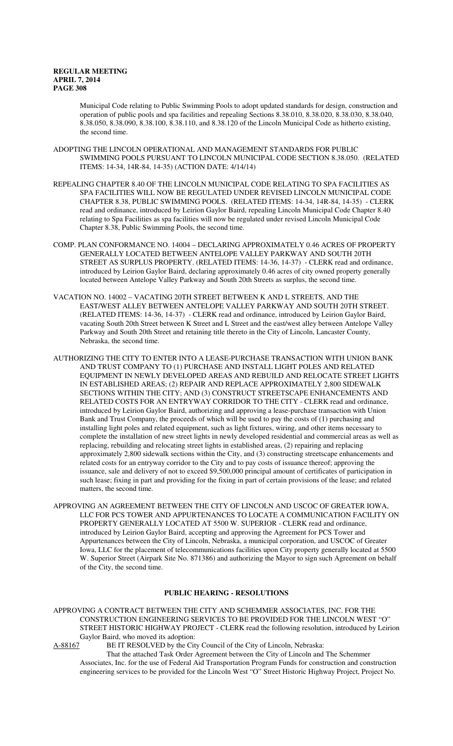Municipal Code relating to Public Swimming Pools to adopt updated standards for design, construction and operation of public pools and spa facilities and repealing Sections 8.38.010, 8.38.020, 8.38.030, 8.38.040, 8.38.050, 8.38.090, 8.38.100, 8.38.110, and 8.38.120 of the Lincoln Municipal Code as hitherto existing, the second time.

ADOPTING THE LINCOLN OPERATIONAL AND MANAGEMENT STANDARDS FOR PUBLIC SWIMMING POOLS PURSUANT TO LINCOLN MUNICIPAL CODE SECTION 8.38.050. (RELATED ITEMS: 14-34, 14R-84, 14-35) (ACTION DATE: 4/14/14)

REPEALING CHAPTER 8.40 OF THE LINCOLN MUNICIPAL CODE RELATING TO SPA FACILITIES AS SPA FACILITIES WILL NOW BE REGULATED UNDER REVISED LINCOLN MUNICIPAL CODE CHAPTER 8.38, PUBLIC SWIMMING POOLS. (RELATED ITEMS: 14-34, 14R-84, 14-35) - CLERK read and ordinance, introduced by Leirion Gaylor Baird, repealing Lincoln Municipal Code Chapter 8.40 relating to Spa Facilities as spa facilities will now be regulated under revised Lincoln Municipal Code Chapter 8.38, Public Swimming Pools, the second time.

COMP. PLAN CONFORMANCE NO. 14004 – DECLARING APPROXIMATELY 0.46 ACRES OF PROPERTY GENERALLY LOCATED BETWEEN ANTELOPE VALLEY PARKWAY AND SOUTH 20TH STREET AS SURPLUS PROPERTY. (RELATED ITEMS: 14-36, 14-37) - CLERK read and ordinance, introduced by Leirion Gaylor Baird, declaring approximately 0.46 acres of city owned property generally located between Antelope Valley Parkway and South 20th Streets as surplus, the second time.

VACATION NO. 14002 – VACATING 20TH STREET BETWEEN K AND L STREETS, AND THE EAST/WEST ALLEY BETWEEN ANTELOPE VALLEY PARKWAY AND SOUTH 20TH STREET. (RELATED ITEMS: 14-36, 14-37) - CLERK read and ordinance, introduced by Leirion Gaylor Baird, vacating South 20th Street between K Street and L Street and the east/west alley between Antelope Valley Parkway and South 20th Street and retaining title thereto in the City of Lincoln, Lancaster County, Nebraska, the second time.

AUTHORIZING THE CITY TO ENTER INTO A LEASE-PURCHASE TRANSACTION WITH UNION BANK AND TRUST COMPANY TO (1) PURCHASE AND INSTALL LIGHT POLES AND RELATED EQUIPMENT IN NEWLY DEVELOPED AREAS AND REBUILD AND RELOCATE STREET LIGHTS IN ESTABLISHED AREAS; (2) REPAIR AND REPLACE APPROXIMATELY 2,800 SIDEWALK SECTIONS WITHIN THE CITY; AND (3) CONSTRUCT STREETSCAPE ENHANCEMENTS AND RELATED COSTS FOR AN ENTRYWAY CORRIDOR TO THE CITY - CLERK read and ordinance, introduced by Leirion Gaylor Baird, authorizing and approving a lease-purchase transaction with Union Bank and Trust Company, the proceeds of which will be used to pay the costs of (1) purchasing and installing light poles and related equipment, such as light fixtures, wiring, and other items necessary to complete the installation of new street lights in newly developed residential and commercial areas as well as replacing, rebuilding and relocating street lights in established areas, (2) repairing and replacing approximately 2,800 sidewalk sections within the City, and (3) constructing streetscape enhancements and related costs for an entryway corridor to the City and to pay costs of issuance thereof; approving the issuance, sale and delivery of not to exceed $9,500,000 principal amount of certificates of participation in such lease; fixing in part and providing for the fixing in part of certain provisions of the lease; and related matters, the second time.

APPROVING AN AGREEMENT BETWEEN THE CITY OF LINCOLN AND USCOC OF GREATER IOWA, LLC FOR PCS TOWER AND APPURTENANCES TO LOCATE A COMMUNICATION FACILITY ON PROPERTY GENERALLY LOCATED AT 5500 W. SUPERIOR - CLERK read and ordinance, introduced by Leirion Gaylor Baird, accepting and approving the Agreement for PCS Tower and Appurtenances between the City of Lincoln, Nebraska, a municipal corporation, and USCOC of Greater Iowa, LLC for the placement of telecommunications facilities upon City property generally located at 5500 W. Superior Street (Airpark Site No. 871386) and authorizing the Mayor to sign such Agreement on behalf of the City, the second time.

## PUBLIC HEARING - RESOLUTIONS

APPROVING A CONTRACT BETWEEN THE CITY AND SCHEMMER ASSOCIATES, INC. FOR THE CONSTRUCTION ENGINEERING SERVICES TO BE PROVIDED FOR THE LINCOLN WEST "O" STREET HISTORIC HIGHWAY PROJECT - CLERK read the following resolution, introduced by Leirion Gaylor Baird, who moved its adoption:

A-88167 BE IT RESOLVED by the City Council of the City of Lincoln, Nebraska:

That the attached Task Order Agreement between the City of Lincoln and The Schemmer Associates, Inc. for the use of Federal Aid Transportation Program Funds for construction and construction engineering services to be provided for the Lincoln West "O" Street Historic Highway Project, Project No.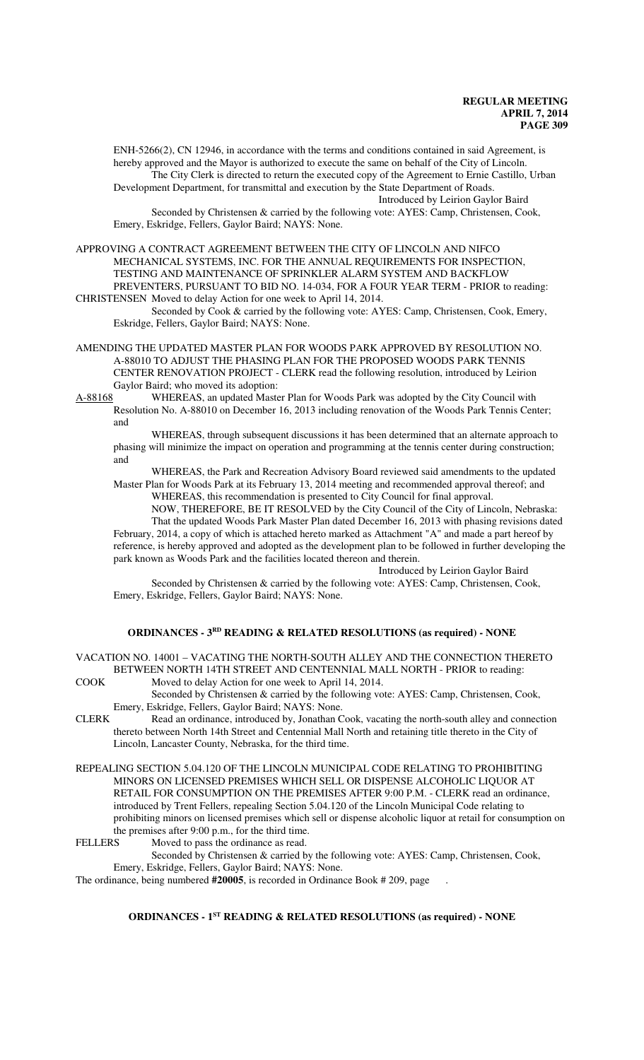ENH-5266(2), CN 12946, in accordance with the terms and conditions contained in said Agreement, is hereby approved and the Mayor is authorized to execute the same on behalf of the City of Lincoln.

The City Clerk is directed to return the executed copy of the Agreement to Ernie Castillo, Urban Development Department, for transmittal and execution by the State Department of Roads.

Introduced by Leirion Gaylor Baird

Seconded by Christensen & carried by the following vote: AYES: Camp, Christensen, Cook, Emery, Eskridge, Fellers, Gaylor Baird; NAYS: None.

APPROVING A CONTRACT AGREEMENT BETWEEN THE CITY OF LINCOLN AND NIFCO MECHANICAL SYSTEMS, INC. FOR THE ANNUAL REQUIREMENTS FOR INSPECTION, TESTING AND MAINTENANCE OF SPRINKLER ALARM SYSTEM AND BACKFLOW PREVENTERS, PURSUANT TO BID NO. 14-034, FOR A FOUR YEAR TERM - PRIOR to reading:

CHRISTENSEN Moved to delay Action for one week to April 14, 2014.

Seconded by Cook & carried by the following vote: AYES: Camp, Christensen, Cook, Emery, Eskridge, Fellers, Gaylor Baird; NAYS: None.

AMENDING THE UPDATED MASTER PLAN FOR WOODS PARK APPROVED BY RESOLUTION NO. A-88010 TO ADJUST THE PHASING PLAN FOR THE PROPOSED WOODS PARK TENNIS CENTER RENOVATION PROJECT - CLERK read the following resolution, introduced by Leirion Gaylor Baird; who moved its adoption:

A-88168 WHEREAS, an updated Master Plan for Woods Park was adopted by the City Council with Resolution No. A-88010 on December 16, 2013 including renovation of the Woods Park Tennis Center; and

WHEREAS, through subsequent discussions it has been determined that an alternate approach to phasing will minimize the impact on operation and programming at the tennis center during construction; and

WHEREAS, the Park and Recreation Advisory Board reviewed said amendments to the updated Master Plan for Woods Park at its February 13, 2014 meeting and recommended approval thereof; and

WHEREAS, this recommendation is presented to City Council for final approval.

NOW, THEREFORE, BE IT RESOLVED by the City Council of the City of Lincoln, Nebraska:

That the updated Woods Park Master Plan dated December 16, 2013 with phasing revisions dated February, 2014, a copy of which is attached hereto marked as Attachment "A" and made a part hereof by reference, is hereby approved and adopted as the development plan to be followed in further developing the park known as Woods Park and the facilities located thereon and therein.

Introduced by Leirion Gaylor Baird

Seconded by Christensen & carried by the following vote: AYES: Camp, Christensen, Cook, Emery, Eskridge, Fellers, Gaylor Baird; NAYS: None.

## ORDINANCES - 3RD READING & RELATED RESOLUTIONS (as required) - NONE

VACATION NO. 14001 – VACATING THE NORTH-SOUTH ALLEY AND THE CONNECTION THERETO BETWEEN NORTH 14TH STREET AND CENTENNIAL MALL NORTH - PRIOR to reading:

COOK Moved to delay Action for one week to April 14, 2014.

Seconded by Christensen & carried by the following vote: AYES: Camp, Christensen, Cook, Emery, Eskridge, Fellers, Gaylor Baird; NAYS: None.

CLERK Read an ordinance, introduced by, Jonathan Cook, vacating the north-south alley and connection thereto between North 14th Street and Centennial Mall North and retaining title thereto in the City of Lincoln, Lancaster County, Nebraska, for the third time.

REPEALING SECTION 5.04.120 OF THE LINCOLN MUNICIPAL CODE RELATING TO PROHIBITING MINORS ON LICENSED PREMISES WHICH SELL OR DISPENSE ALCOHOLIC LIQUOR AT RETAIL FOR CONSUMPTION ON THE PREMISES AFTER 9:00 P.M. - CLERK read an ordinance, introduced by Trent Fellers, repealing Section 5.04.120 of the Lincoln Municipal Code relating to prohibiting minors on licensed premises which sell or dispense alcoholic liquor at retail for consumption on the premises after 9:00 p.m., for the third time.

FELLERS Moved to pass the ordinance as read.

Seconded by Christensen & carried by the following vote: AYES: Camp, Christensen, Cook, Emery, Eskridge, Fellers, Gaylor Baird; NAYS: None.

The ordinance, being numbered **#20005**, is recorded in Ordinance Book # 209, page .

## ORDINANCES - 1ST READING & RELATED RESOLUTIONS (as required) - NONE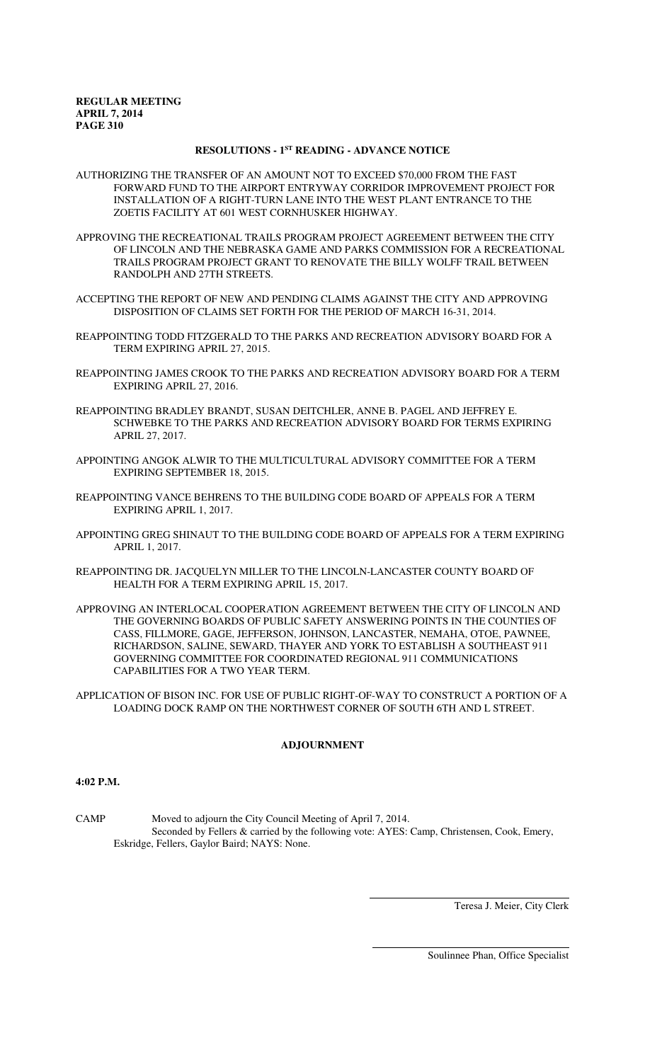## RESOLUTIONS - 1[ST] READING - ADVANCE NOTICE

AUTHORIZING THE TRANSFER OF AN AMOUNT NOT TO EXCEED $70,000 FROM THE FAST FORWARD FUND TO THE AIRPORT ENTRYWAY CORRIDOR IMPROVEMENT PROJECT FOR INSTALLATION OF A RIGHT-TURN LANE INTO THE WEST PLANT ENTRANCE TO THE ZOETIS FACILITY AT 601 WEST CORNHUSKER HIGHWAY.

APPROVING THE RECREATIONAL TRAILS PROGRAM PROJECT AGREEMENT BETWEEN THE CITY OF LINCOLN AND THE NEBRASKA GAME AND PARKS COMMISSION FOR A RECREATIONAL TRAILS PROGRAM PROJECT GRANT TO RENOVATE THE BILLY WOLFF TRAIL BETWEEN RANDOLPH AND 27TH STREETS.

ACCEPTING THE REPORT OF NEW AND PENDING CLAIMS AGAINST THE CITY AND APPROVING DISPOSITION OF CLAIMS SET FORTH FOR THE PERIOD OF MARCH 16-31, 2014.

REAPPOINTING TODD FITZGERALD TO THE PARKS AND RECREATION ADVISORY BOARD FOR A TERM EXPIRING APRIL 27, 2015.

REAPPOINTING JAMES CROOK TO THE PARKS AND RECREATION ADVISORY BOARD FOR A TERM EXPIRING APRIL 27, 2016.

REAPPOINTING BRADLEY BRANDT, SUSAN DEITCHLER, ANNE B. PAGEL AND JEFFREY E. SCHWEBKE TO THE PARKS AND RECREATION ADVISORY BOARD FOR TERMS EXPIRING APRIL 27, 2017.

APPOINTING ANGOK ALWIR TO THE MULTICULTURAL ADVISORY COMMITTEE FOR A TERM EXPIRING SEPTEMBER 18, 2015.

REAPPOINTING VANCE BEHRENS TO THE BUILDING CODE BOARD OF APPEALS FOR A TERM EXPIRING APRIL 1, 2017.

APPOINTING GREG SHINAUT TO THE BUILDING CODE BOARD OF APPEALS FOR A TERM EXPIRING APRIL 1, 2017.

REAPPOINTING DR. JACQUELYN MILLER TO THE LINCOLN-LANCASTER COUNTY BOARD OF HEALTH FOR A TERM EXPIRING APRIL 15, 2017.

APPROVING AN INTERLOCAL COOPERATION AGREEMENT BETWEEN THE CITY OF LINCOLN AND THE GOVERNING BOARDS OF PUBLIC SAFETY ANSWERING POINTS IN THE COUNTIES OF CASS, FILLMORE, GAGE, JEFFERSON, JOHNSON, LANCASTER, NEMAHA, OTOE, PAWNEE, RICHARDSON, SALINE, SEWARD, THAYER AND YORK TO ESTABLISH A SOUTHEAST 911 GOVERNING COMMITTEE FOR COORDINATED REGIONAL 911 COMMUNICATIONS CAPABILITIES FOR A TWO YEAR TERM.

APPLICATION OF BISON INC. FOR USE OF PUBLIC RIGHT-OF-WAY TO CONSTRUCT A PORTION OF A LOADING DOCK RAMP ON THE NORTHWEST CORNER OF SOUTH 6TH AND L STREET.

## ADJOURNMENT

**4:02 P.M.**

CAMP Moved to adjourn the City Council Meeting of April 7, 2014.
Seconded by Fellers & carried by the following vote: AYES: Camp, Christensen, Cook, Emery, Eskridge, Fellers, Gaylor Baird; NAYS: None.

Teresa J. Meier, City Clerk

Soulinnee Phan, Office Specialist